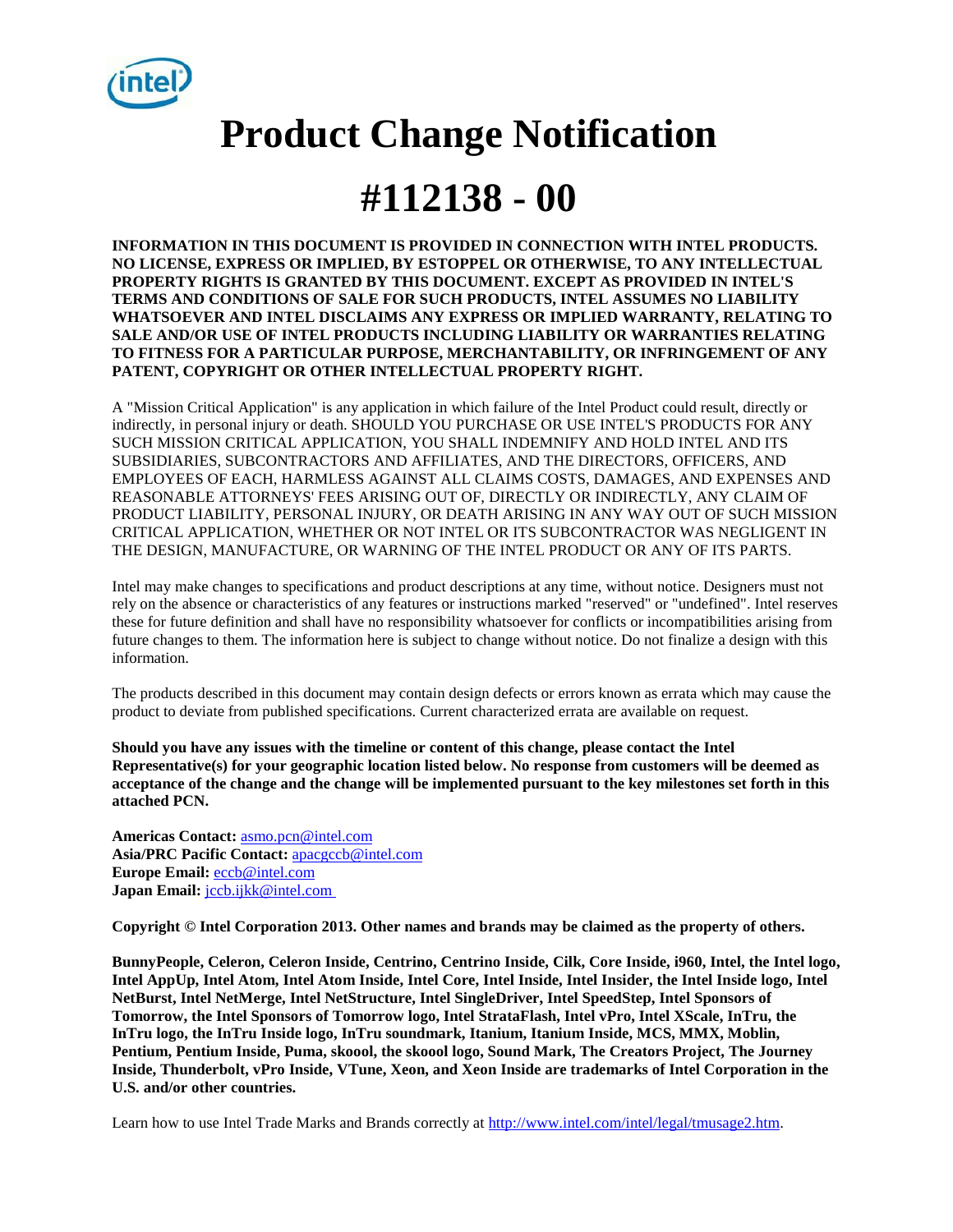# Product Change Notification

# #112138 - 00

**INFORMATION IN THIS DOCUMENT IS PROVIDED IN CONNECTION WITH INTEL PRODUCTS. NO LICENSE, EXPRESS OR IMPLIED, BY ESTOPPEL OR OTHERWISE, TO ANY INTELLECTUAL PROPERTY RIGHTS IS GRANTED BY THIS DOCUMENT. EXCEPT AS PROVIDED IN INTEL'S TERMS AND CONDITIONS OF SALE FOR SUCH PRODUCTS, INTEL ASSUMES NO LIABILITY WHATSOEVER AND INTEL DISCLAIMS ANY EXPRESS OR IMPLIED WARRANTY, RELATING TO SALE AND/OR USE OF INTEL PRODUCTS INCLUDING LIABILITY OR WARRANTIES RELATING TO FITNESS FOR A PARTICULAR PURPOSE, MERCHANTABILITY, OR INFRINGEMENT OF ANY PATENT, COPYRIGHT OR OTHER INTELLECTUAL PROPERTY RIGHT.**

A "Mission Critical Application" is any application in which failure of the Intel Product could result, directly or indirectly, in personal injury or death. SHOULD YOU PURCHASE OR USE INTEL'S PRODUCTS FOR ANY SUCH MISSION CRITICAL APPLICATION, YOU SHALL INDEMNIFY AND HOLD INTEL AND ITS SUBSIDIARIES, SUBCONTRACTORS AND AFFILIATES, AND THE DIRECTORS, OFFICERS, AND EMPLOYEES OF EACH, HARMLESS AGAINST ALL CLAIMS COSTS, DAMAGES, AND EXPENSES AND REASONABLE ATTORNEYS' FEES ARISING OUT OF, DIRECTLY OR INDIRECTLY, ANY CLAIM OF PRODUCT LIABILITY, PERSONAL INJURY, OR DEATH ARISING IN ANY WAY OUT OF SUCH MISSION CRITICAL APPLICATION, WHETHER OR NOT INTEL OR ITS SUBCONTRACTOR WAS NEGLIGENT IN THE DESIGN, MANUFACTURE, OR WARNING OF THE INTEL PRODUCT OR ANY OF ITS PARTS.

Intel may make changes to specifications and product descriptions at any time, without notice. Designers must not rely on the absence or characteristics of any features or instructions marked "reserved" or "undefined". Intel reserves these for future definition and shall have no responsibility whatsoever for conflicts or incompatibilities arising from future changes to them. The information here is subject to change without notice. Do not finalize a design with this information.

The products described in this document may contain design defects or errors known as errata which may cause the product to deviate from published specifications. Current characterized errata are available on request.

**Should you have any issues with the timeline or content of this change, please contact the Intel Representative(s) for your geographic location listed below. No response from customers will be deemed as acceptance of the change and the change will be implemented pursuant to the key milestones set forth in this attached PCN.**

**Americas Contact:** asmo.pcn@intel.com
**Asia/PRC Pacific Contact:** apacgccb@intel.com
**Europe Email:** eccb@intel.com
**Japan Email:** jccb.ijkk@intel.com

**Copyright © Intel Corporation 2013. Other names and brands may be claimed as the property of others.**

**BunnyPeople, Celeron, Celeron Inside, Centrino, Centrino Inside, Cilk, Core Inside, i960, Intel, the Intel logo, Intel AppUp, Intel Atom, Intel Atom Inside, Intel Core, Intel Inside, Intel Insider, the Intel Inside logo, Intel NetBurst, Intel NetMerge, Intel NetStructure, Intel SingleDriver, Intel SpeedStep, Intel Sponsors of Tomorrow, the Intel Sponsors of Tomorrow logo, Intel StrataFlash, Intel vPro, Intel XScale, InTru, the InTru logo, the InTru Inside logo, InTru soundmark, Itanium, Itanium Inside, MCS, MMX, Moblin, Pentium, Pentium Inside, Puma, skoool, the skoool logo, Sound Mark, The Creators Project, The Journey Inside, Thunderbolt, vPro Inside, VTune, Xeon, and Xeon Inside are trademarks of Intel Corporation in the U.S. and/or other countries.**

Learn how to use Intel Trade Marks and Brands correctly at http://www.intel.com/intel/legal/tmusage2.htm.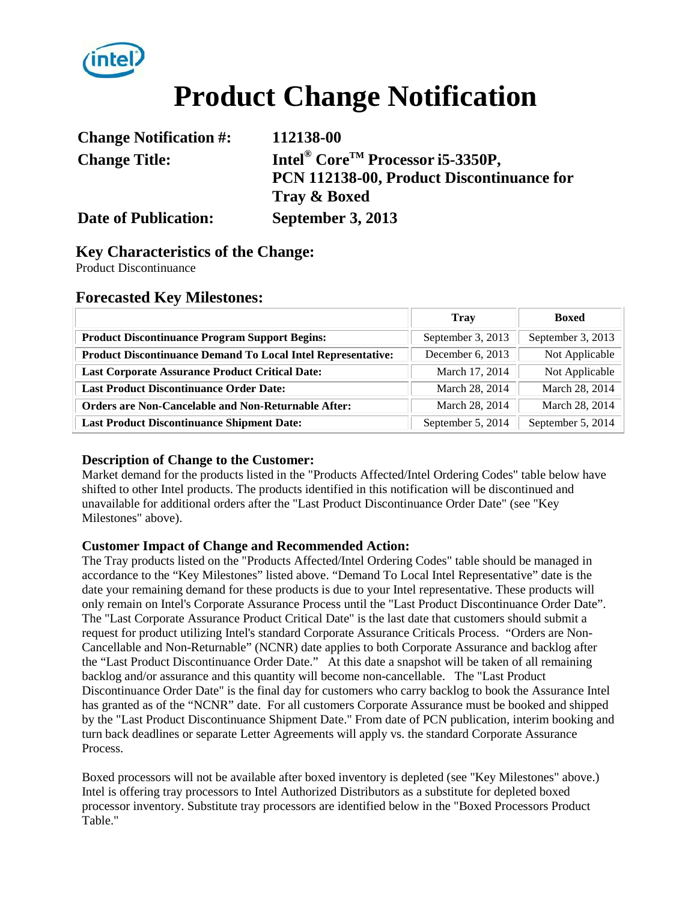# Product Change Notification

**Change Notification #:** 112138-00

**Change Title:** Intel® Core™ Processor i5-3350P, PCN 112138-00, Product Discontinuance for Tray & Boxed

**Date of Publication:** September 3, 2013

## Key Characteristics of the Change:

Product Discontinuance

## Forecasted Key Milestones:

| | Tray | Boxed |
|---|---|---|
| **Product Discontinuance Program Support Begins:** | September 3, 2013 | September 3, 2013 |
| **Product Discontinuance Demand To Local Intel Representative:** | December 6, 2013 | Not Applicable |
| **Last Corporate Assurance Product Critical Date:** | March 17, 2014 | Not Applicable |
| **Last Product Discontinuance Order Date:** | March 28, 2014 | March 28, 2014 |
| **Orders are Non-Cancelable and Non-Returnable After:** | March 28, 2014 | March 28, 2014 |
| **Last Product Discontinuance Shipment Date:** | September 5, 2014 | September 5, 2014 |

### Description of Change to the Customer:

Market demand for the products listed in the "Products Affected/Intel Ordering Codes" table below have shifted to other Intel products. The products identified in this notification will be discontinued and unavailable for additional orders after the "Last Product Discontinuance Order Date" (see "Key Milestones" above).

### Customer Impact of Change and Recommended Action:

The Tray products listed on the "Products Affected/Intel Ordering Codes" table should be managed in accordance to the "Key Milestones" listed above. "Demand To Local Intel Representative" date is the date your remaining demand for these products is due to your Intel representative. These products will only remain on Intel's Corporate Assurance Process until the "Last Product Discontinuance Order Date". The "Last Corporate Assurance Product Critical Date" is the last date that customers should submit a request for product utilizing Intel's standard Corporate Assurance Criticals Process. "Orders are Non-Cancellable and Non-Returnable" (NCNR) date applies to both Corporate Assurance and backlog after the "Last Product Discontinuance Order Date." At this date a snapshot will be taken of all remaining backlog and/or assurance and this quantity will become non-cancellable. The "Last Product Discontinuance Order Date" is the final day for customers who carry backlog to book the Assurance Intel has granted as of the "NCNR" date. For all customers Corporate Assurance must be booked and shipped by the "Last Product Discontinuance Shipment Date." From date of PCN publication, interim booking and turn back deadlines or separate Letter Agreements will apply vs. the standard Corporate Assurance Process.

Boxed processors will not be available after boxed inventory is depleted (see "Key Milestones" above.) Intel is offering tray processors to Intel Authorized Distributors as a substitute for depleted boxed processor inventory. Substitute tray processors are identified below in the "Boxed Processors Product Table."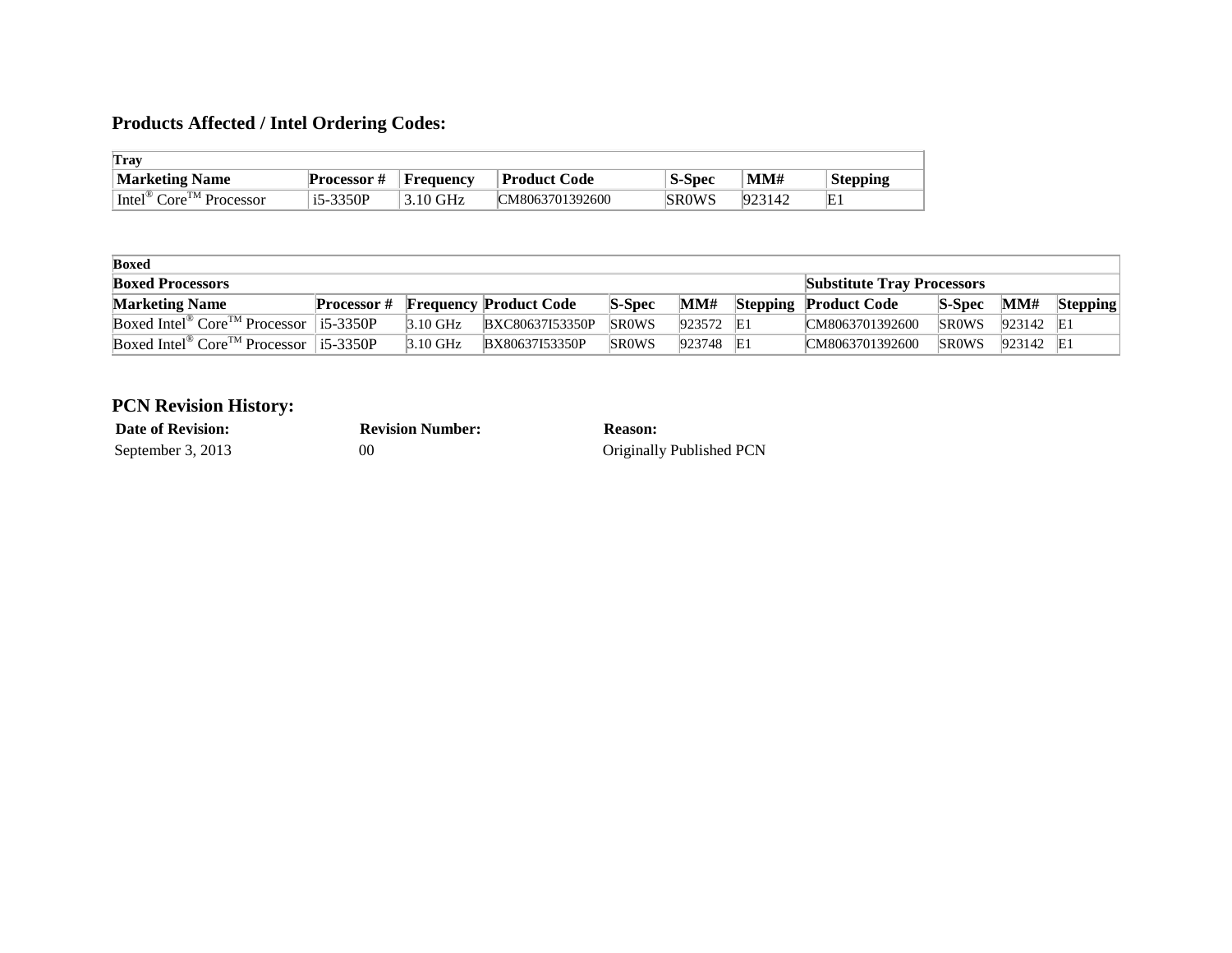## Products Affected / Intel Ordering Codes:

| Tray | | | | | | |
|---|---|---|---|---|---|---|
| **Marketing Name** | **Processor #** | **Frequency** | **Product Code** | **S-Spec** | **MM#** | **Stepping** |
| Intel® Core™ Processor | i5-3350P | 3.10 GHz | CM8063701392600 | SR0WS | 923142 | E1 |

| Boxed | | | | | | | | | | |
|---|---|---|---|---|---|---|---|---|---|---|
| **Boxed Processors** | | | | | | | **Substitute Tray Processors** | | | |
| **Marketing Name** | **Processor #** | **Frequency** | **Product Code** | **S-Spec** | **MM#** | **Stepping** | **Product Code** | **S-Spec** | **MM#** | **Stepping** |
| Boxed Intel® Core™ Processor | i5-3350P | 3.10 GHz | BXC80637I53350P | SR0WS | 923572 | E1 | CM8063701392600 | SR0WS | 923142 | E1 |
| Boxed Intel® Core™ Processor | i5-3350P | 3.10 GHz | BX80637I53350P | SR0WS | 923748 | E1 | CM8063701392600 | SR0WS | 923142 | E1 |

## PCN Revision History:

| **Date of Revision:** | **Revision Number:** | **Reason:** |
|---|---|---|
| September 3, 2013 | 00 | Originally Published PCN |